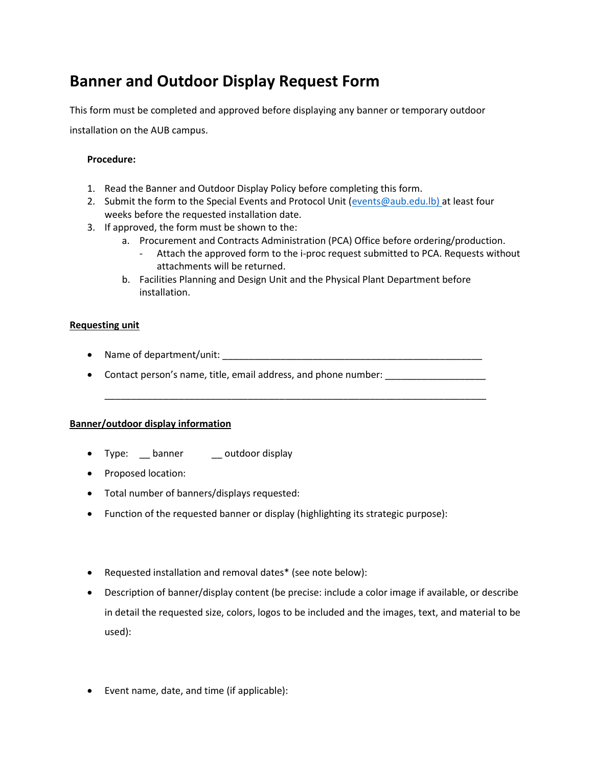# Banner and Outdoor Display Request Form

This form must be completed and approved before displaying any banner or temporary outdoor installation on the AUB campus.

**Procedure:**

1. Read the Banner and Outdoor Display Policy before completing this form.
2. Submit the form to the Special Events and Protocol Unit (events@aub.edu.lb) at least four weeks before the requested installation date.
3. If approved, the form must be shown to the:
   a. Procurement and Contracts Administration (PCA) Office before ordering/production.
      - Attach the approved form to the i-proc request submitted to PCA. Requests without attachments will be returned.
   
   b. Facilities Planning and Design Unit and the Physical Plant Department before installation.

**Requesting unit**

- Name of department/unit: ___________________________________________________
- Contact person's name, title, email address, and phone number: ___________________

  _____________________________________________________________________________

**Banner/outdoor display information**

- Type: __ banner __ outdoor display
- Proposed location:
- Total number of banners/displays requested:
- Function of the requested banner or display (highlighting its strategic purpose):
- Requested installation and removal dates* (see note below):
- Description of banner/display content (be precise: include a color image if available, or describe in detail the requested size, colors, logos to be included and the images, text, and material to be used):
- Event name, date, and time (if applicable):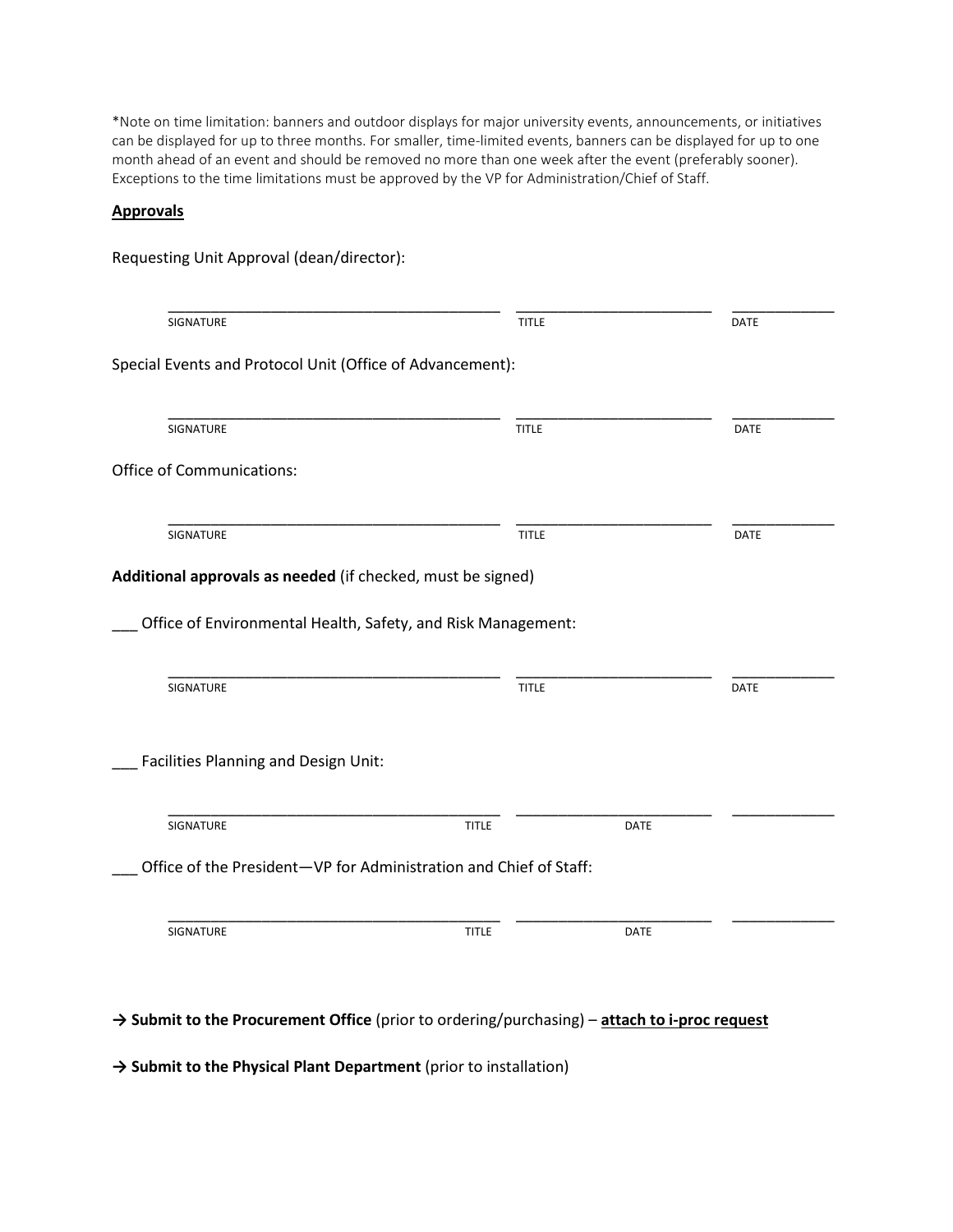*Note on time limitation: banners and outdoor displays for major university events, announcements, or initiatives can be displayed for up to three months. For smaller, time-limited events, banners can be displayed for up to one month ahead of an event and should be removed no more than one week after the event (preferably sooner). Exceptions to the time limitations must be approved by the VP for Administration/Chief of Staff.

**Approvals**

Requesting Unit Approval (dean/director):

| ________________________________________ | ________________________ | _____________ |
|---|---|---|
| SIGNATURE | TITLE | DATE |

Special Events and Protocol Unit (Office of Advancement):

| ________________________________________ | ________________________ | _____________ |
|---|---|---|
| SIGNATURE | TITLE | DATE |

Office of Communications:

| ________________________________________ | ________________________ | _____________ |
|---|---|---|
| SIGNATURE | TITLE | DATE |

**Additional approvals as needed** (if checked, must be signed)

___ Office of Environmental Health, Safety, and Risk Management:

| ________________________________________ | ________________________ | _____________ |
|---|---|---|
| SIGNATURE | TITLE | DATE |

___ Facilities Planning and Design Unit:

| ________________________________________ | ________________________ | _____________ |
|---|---|---|
| SIGNATURE | TITLE | DATE |

___ Office of the President—VP for Administration and Chief of Staff:

| ________________________________________ | ________________________ | _____________ |
|---|---|---|
| SIGNATURE | TITLE | DATE |

**→ Submit to the Procurement Office** (prior to ordering/purchasing) – **attach to i-proc request**

**→ Submit to the Physical Plant Department** (prior to installation)